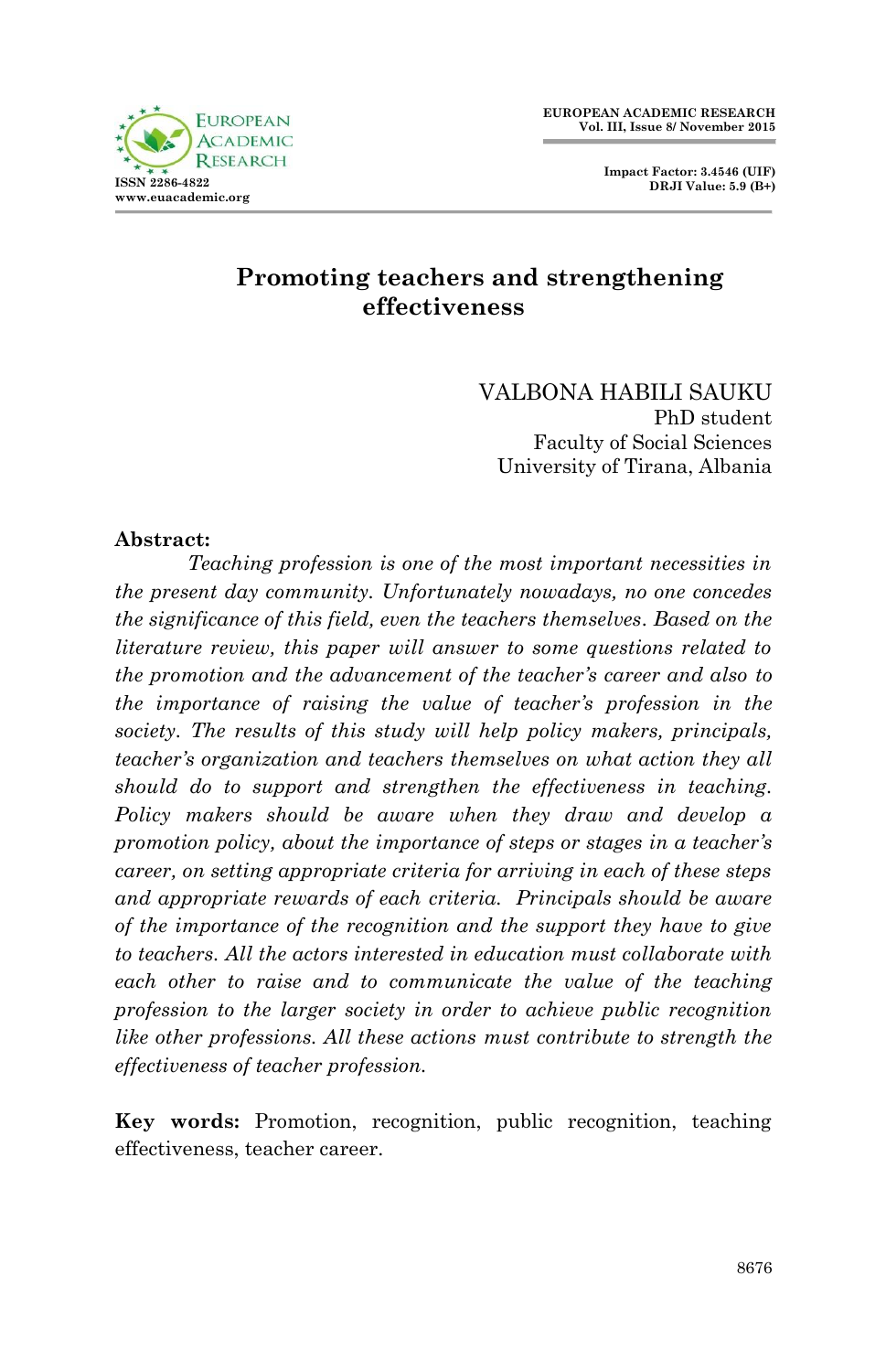# Promoting teachers and strengthening effectiveness

VALBONA HABILI SAUKU
PhD student
Faculty of Social Sciences
University of Tirana, Albania

**Abstract:**

*Teaching profession is one of the most important necessities in the present day community. Unfortunately nowadays, no one concedes the significance of this field, even the teachers themselves. Based on the literature review, this paper will answer to some questions related to the promotion and the advancement of the teacher's career and also to the importance of raising the value of teacher's profession in the society. The results of this study will help policy makers, principals, teacher's organization and teachers themselves on what action they all should do to support and strengthen the effectiveness in teaching. Policy makers should be aware when they draw and develop a promotion policy, about the importance of steps or stages in a teacher's career, on setting appropriate criteria for arriving in each of these steps and appropriate rewards of each criteria. Principals should be aware of the importance of the recognition and the support they have to give to teachers. All the actors interested in education must collaborate with each other to raise and to communicate the value of the teaching profession to the larger society in order to achieve public recognition like other professions. All these actions must contribute to strength the effectiveness of teacher profession.*

**Key words:** Promotion, recognition, public recognition, teaching effectiveness, teacher career.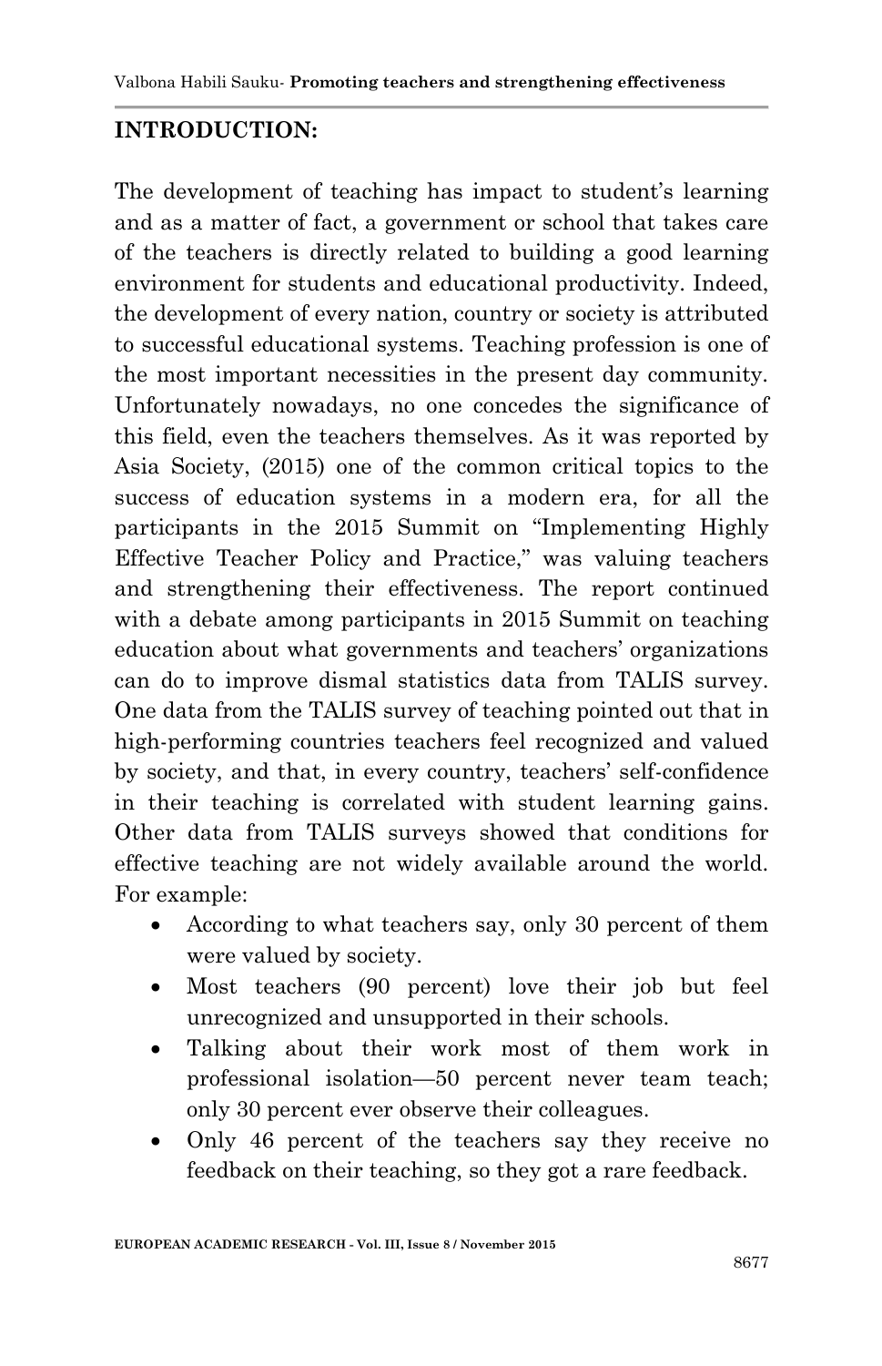## INTRODUCTION:

The development of teaching has impact to student's learning and as a matter of fact, a government or school that takes care of the teachers is directly related to building a good learning environment for students and educational productivity. Indeed, the development of every nation, country or society is attributed to successful educational systems. Teaching profession is one of the most important necessities in the present day community. Unfortunately nowadays, no one concedes the significance of this field, even the teachers themselves. As it was reported by Asia Society, (2015) one of the common critical topics to the success of education systems in a modern era, for all the participants in the 2015 Summit on "Implementing Highly Effective Teacher Policy and Practice," was valuing teachers and strengthening their effectiveness. The report continued with a debate among participants in 2015 Summit on teaching education about what governments and teachers' organizations can do to improve dismal statistics data from TALIS survey. One data from the TALIS survey of teaching pointed out that in high-performing countries teachers feel recognized and valued by society, and that, in every country, teachers' self-confidence in their teaching is correlated with student learning gains. Other data from TALIS surveys showed that conditions for effective teaching are not widely available around the world. For example:

- According to what teachers say, only 30 percent of them were valued by society.
- Most teachers (90 percent) love their job but feel unrecognized and unsupported in their schools.
- Talking about their work most of them work in professional isolation—50 percent never team teach; only 30 percent ever observe their colleagues.
- Only 46 percent of the teachers say they receive no feedback on their teaching, so they got a rare feedback.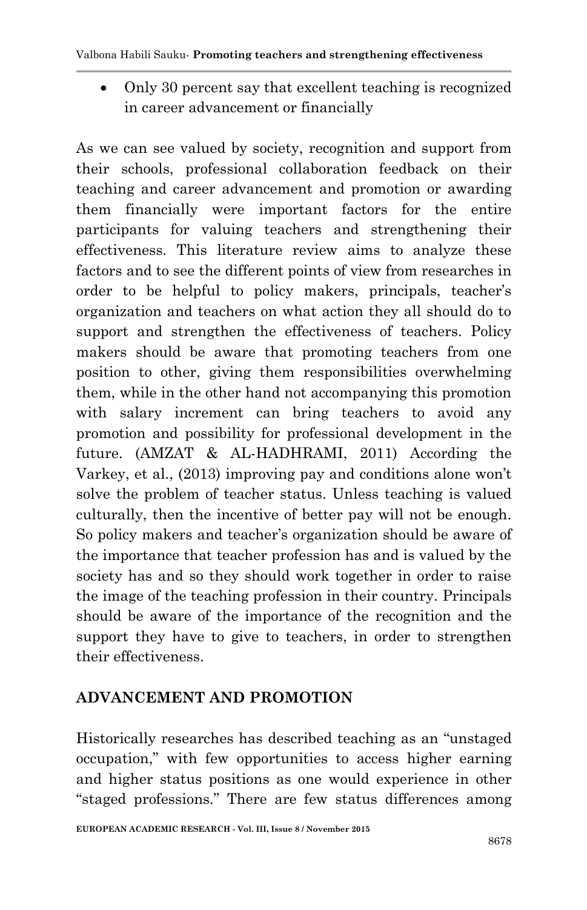- Only 30 percent say that excellent teaching is recognized in career advancement or financially

As we can see valued by society, recognition and support from their schools, professional collaboration feedback on their teaching and career advancement and promotion or awarding them financially were important factors for the entire participants for valuing teachers and strengthening their effectiveness. This literature review aims to analyze these factors and to see the different points of view from researches in order to be helpful to policy makers, principals, teacher's organization and teachers on what action they all should do to support and strengthen the effectiveness of teachers. Policy makers should be aware that promoting teachers from one position to other, giving them responsibilities overwhelming them, while in the other hand not accompanying this promotion with salary increment can bring teachers to avoid any promotion and possibility for professional development in the future. (AMZAT & AL-HADHRAMI, 2011) According the Varkey, et al., (2013) improving pay and conditions alone won't solve the problem of teacher status. Unless teaching is valued culturally, then the incentive of better pay will not be enough. So policy makers and teacher's organization should be aware of the importance that teacher profession has and is valued by the society has and so they should work together in order to raise the image of the teaching profession in their country. Principals should be aware of the importance of the recognition and the support they have to give to teachers, in order to strengthen their effectiveness.

## ADVANCEMENT AND PROMOTION

Historically researches has described teaching as an "unstaged occupation," with few opportunities to access higher earning and higher status positions as one would experience in other "staged professions." There are few status differences among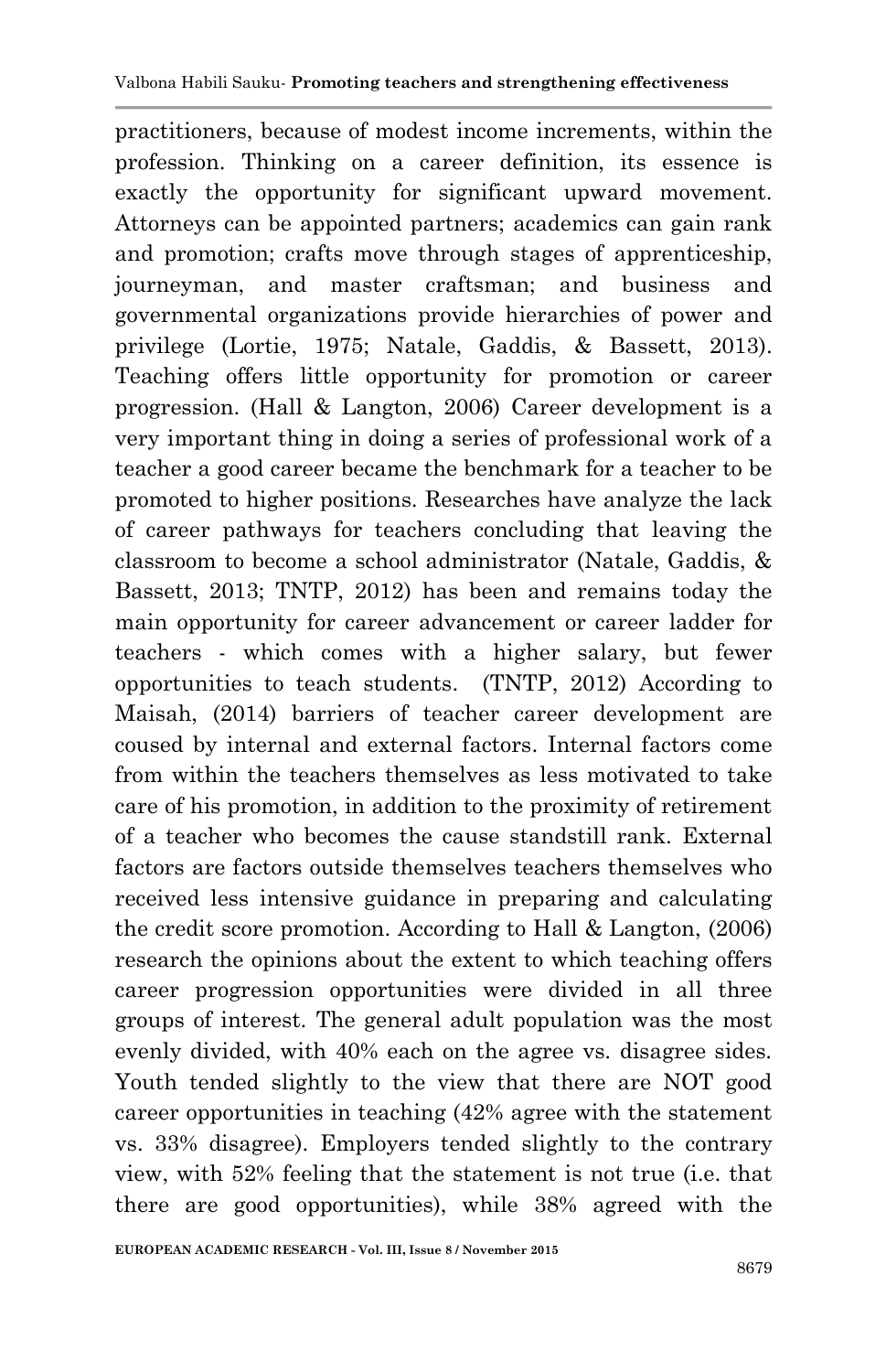practitioners, because of modest income increments, within the profession. Thinking on a career definition, its essence is exactly the opportunity for significant upward movement. Attorneys can be appointed partners; academics can gain rank and promotion; crafts move through stages of apprenticeship, journeyman, and master craftsman; and business and governmental organizations provide hierarchies of power and privilege (Lortie, 1975; Natale, Gaddis, & Bassett, 2013). Teaching offers little opportunity for promotion or career progression. (Hall & Langton, 2006) Career development is a very important thing in doing a series of professional work of a teacher a good career became the benchmark for a teacher to be promoted to higher positions. Researches have analyze the lack of career pathways for teachers concluding that leaving the classroom to become a school administrator (Natale, Gaddis, & Bassett, 2013; TNTP, 2012) has been and remains today the main opportunity for career advancement or career ladder for teachers - which comes with a higher salary, but fewer opportunities to teach students. (TNTP, 2012) According to Maisah, (2014) barriers of teacher career development are coused by internal and external factors. Internal factors come from within the teachers themselves as less motivated to take care of his promotion, in addition to the proximity of retirement of a teacher who becomes the cause standstill rank. External factors are factors outside themselves teachers themselves who received less intensive guidance in preparing and calculating the credit score promotion. According to Hall & Langton, (2006) research the opinions about the extent to which teaching offers career progression opportunities were divided in all three groups of interest. The general adult population was the most evenly divided, with 40% each on the agree vs. disagree sides. Youth tended slightly to the view that there are NOT good career opportunities in teaching (42% agree with the statement vs. 33% disagree). Employers tended slightly to the contrary view, with 52% feeling that the statement is not true (i.e. that there are good opportunities), while 38% agreed with the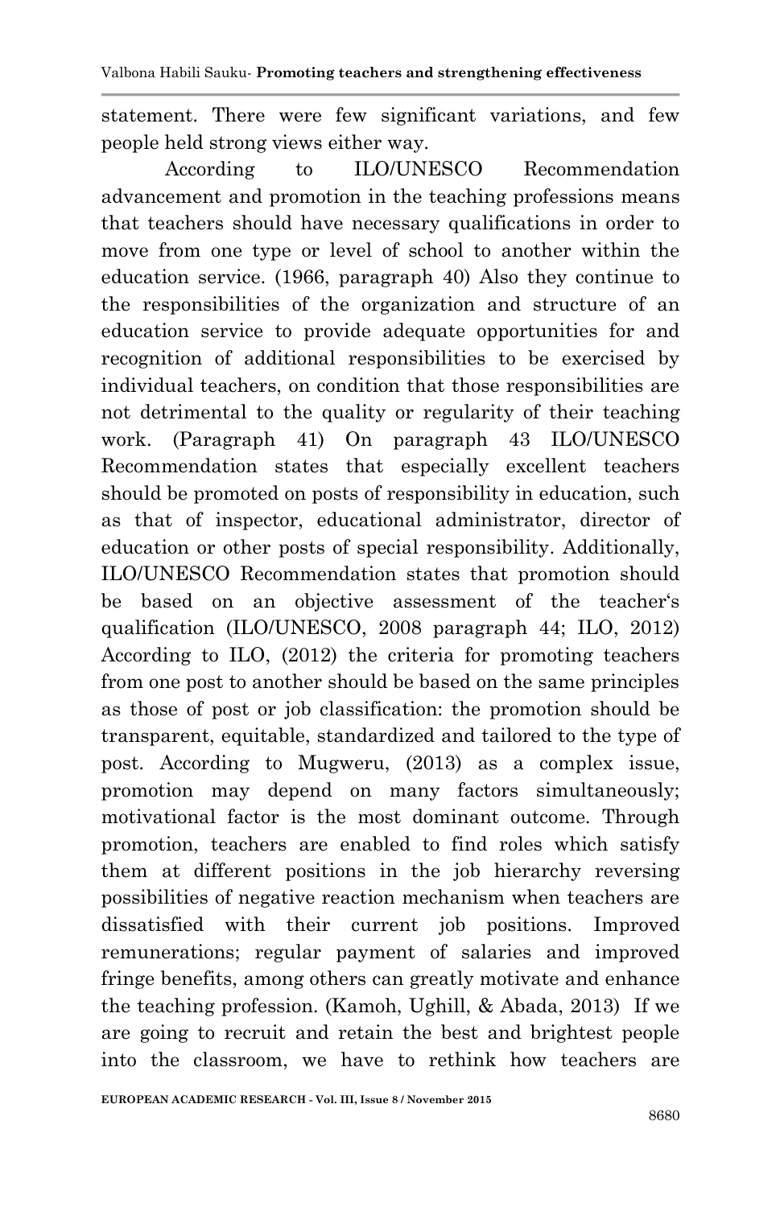statement. There were few significant variations, and few people held strong views either way.

According to ILO/UNESCO Recommendation advancement and promotion in the teaching professions means that teachers should have necessary qualifications in order to move from one type or level of school to another within the education service. (1966, paragraph 40) Also they continue to the responsibilities of the organization and structure of an education service to provide adequate opportunities for and recognition of additional responsibilities to be exercised by individual teachers, on condition that those responsibilities are not detrimental to the quality or regularity of their teaching work. (Paragraph 41) On paragraph 43 ILO/UNESCO Recommendation states that especially excellent teachers should be promoted on posts of responsibility in education, such as that of inspector, educational administrator, director of education or other posts of special responsibility. Additionally, ILO/UNESCO Recommendation states that promotion should be based on an objective assessment of the teacher's qualification (ILO/UNESCO, 2008 paragraph 44; ILO, 2012) According to ILO, (2012) the criteria for promoting teachers from one post to another should be based on the same principles as those of post or job classification: the promotion should be transparent, equitable, standardized and tailored to the type of post. According to Mugweru, (2013) as a complex issue, promotion may depend on many factors simultaneously; motivational factor is the most dominant outcome. Through promotion, teachers are enabled to find roles which satisfy them at different positions in the job hierarchy reversing possibilities of negative reaction mechanism when teachers are dissatisfied with their current job positions. Improved remunerations; regular payment of salaries and improved fringe benefits, among others can greatly motivate and enhance the teaching profession. (Kamoh, Ughill, & Abada, 2013) If we are going to recruit and retain the best and brightest people into the classroom, we have to rethink how teachers are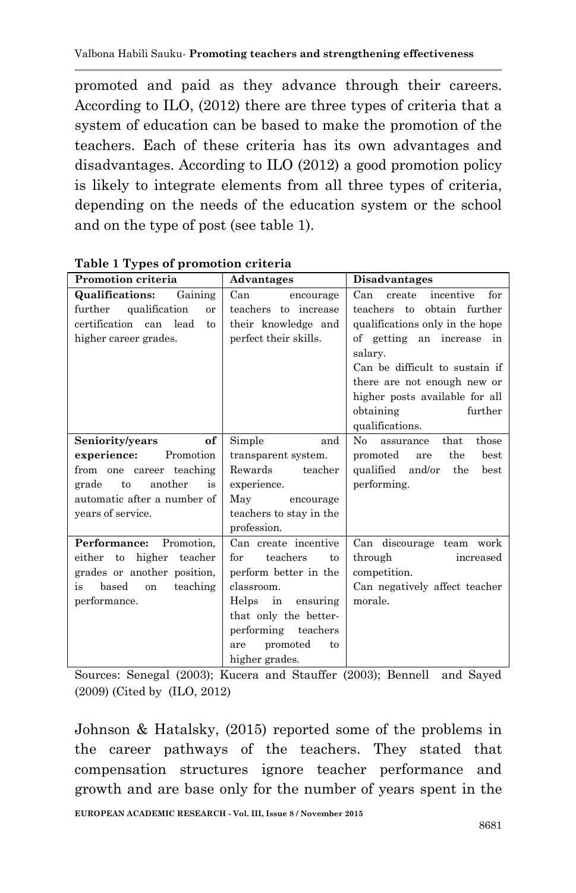promoted and paid as they advance through their careers. According to ILO, (2012) there are three types of criteria that a system of education can be based to make the promotion of the teachers. Each of these criteria has its own advantages and disadvantages. According to ILO (2012) a good promotion policy is likely to integrate elements from all three types of criteria, depending on the needs of the education system or the school and on the type of post (see table 1).

**Table 1 Types of promotion criteria**

| Promotion criteria | Advantages | Disadvantages |
|---|---|---|
| **Qualifications:** Gaining further qualification or certification can lead to higher career grades. | Can encourage teachers to increase their knowledge and perfect their skills. | Can create incentive for teachers to obtain further qualifications only in the hope of getting an increase in salary.<br>Can be difficult to sustain if there are not enough new or higher posts available for all obtaining further qualifications. |
| **Seniority/years of experience:** Promotion from one career teaching grade to another is automatic after a number of years of service. | Simple and transparent system.<br>Rewards teacher experience.<br>May encourage teachers to stay in the profession. | No assurance that those promoted are the best qualified and/or the best performing. |
| **Performance:** Promotion, either to higher teacher grades or another position, is based on teaching performance. | Can create incentive for teachers to perform better in the classroom.<br>Helps in ensuring that only the better-performing teachers are promoted to higher grades. | Can discourage team work through increased competition.<br>Can negatively affect teacher morale. |

Sources: Senegal (2003); Kucera and Stauffer (2003); Bennell and Sayed (2009) (Cited by (ILO, 2012)

Johnson & Hatalsky, (2015) reported some of the problems in the career pathways of the teachers. They stated that compensation structures ignore teacher performance and growth and are base only for the number of years spent in the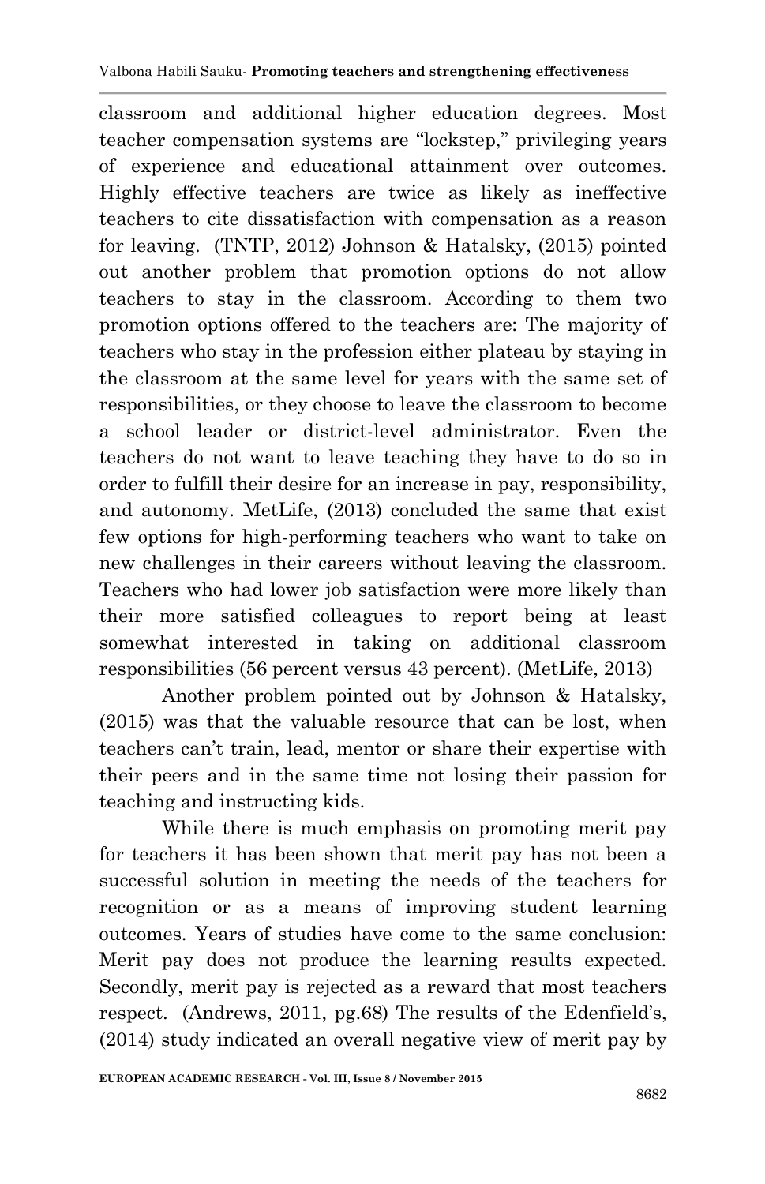classroom and additional higher education degrees. Most teacher compensation systems are "lockstep," privileging years of experience and educational attainment over outcomes. Highly effective teachers are twice as likely as ineffective teachers to cite dissatisfaction with compensation as a reason for leaving. (TNTP, 2012) Johnson & Hatalsky, (2015) pointed out another problem that promotion options do not allow teachers to stay in the classroom. According to them two promotion options offered to the teachers are: The majority of teachers who stay in the profession either plateau by staying in the classroom at the same level for years with the same set of responsibilities, or they choose to leave the classroom to become a school leader or district-level administrator. Even the teachers do not want to leave teaching they have to do so in order to fulfill their desire for an increase in pay, responsibility, and autonomy. MetLife, (2013) concluded the same that exist few options for high-performing teachers who want to take on new challenges in their careers without leaving the classroom. Teachers who had lower job satisfaction were more likely than their more satisfied colleagues to report being at least somewhat interested in taking on additional classroom responsibilities (56 percent versus 43 percent). (MetLife, 2013)

Another problem pointed out by Johnson & Hatalsky, (2015) was that the valuable resource that can be lost, when teachers can't train, lead, mentor or share their expertise with their peers and in the same time not losing their passion for teaching and instructing kids.

While there is much emphasis on promoting merit pay for teachers it has been shown that merit pay has not been a successful solution in meeting the needs of the teachers for recognition or as a means of improving student learning outcomes. Years of studies have come to the same conclusion: Merit pay does not produce the learning results expected. Secondly, merit pay is rejected as a reward that most teachers respect. (Andrews, 2011, pg.68) The results of the Edenfield's, (2014) study indicated an overall negative view of merit pay by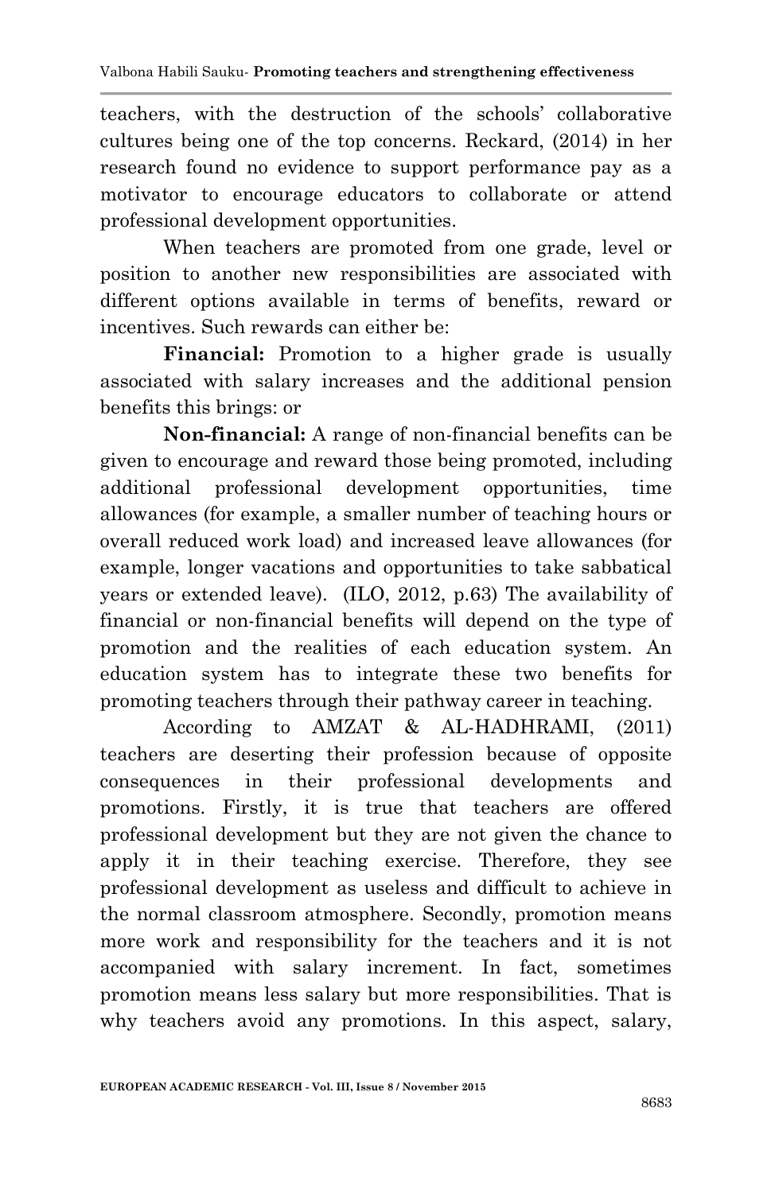teachers, with the destruction of the schools' collaborative cultures being one of the top concerns. Reckard, (2014) in her research found no evidence to support performance pay as a motivator to encourage educators to collaborate or attend professional development opportunities.

When teachers are promoted from one grade, level or position to another new responsibilities are associated with different options available in terms of benefits, reward or incentives. Such rewards can either be:

**Financial:** Promotion to a higher grade is usually associated with salary increases and the additional pension benefits this brings: or

**Non-financial:** A range of non-financial benefits can be given to encourage and reward those being promoted, including additional professional development opportunities, time allowances (for example, a smaller number of teaching hours or overall reduced work load) and increased leave allowances (for example, longer vacations and opportunities to take sabbatical years or extended leave). (ILO, 2012, p.63) The availability of financial or non-financial benefits will depend on the type of promotion and the realities of each education system. An education system has to integrate these two benefits for promoting teachers through their pathway career in teaching.

According to AMZAT & AL-HADHRAMI, (2011) teachers are deserting their profession because of opposite consequences in their professional developments and promotions. Firstly, it is true that teachers are offered professional development but they are not given the chance to apply it in their teaching exercise. Therefore, they see professional development as useless and difficult to achieve in the normal classroom atmosphere. Secondly, promotion means more work and responsibility for the teachers and it is not accompanied with salary increment. In fact, sometimes promotion means less salary but more responsibilities. That is why teachers avoid any promotions. In this aspect, salary,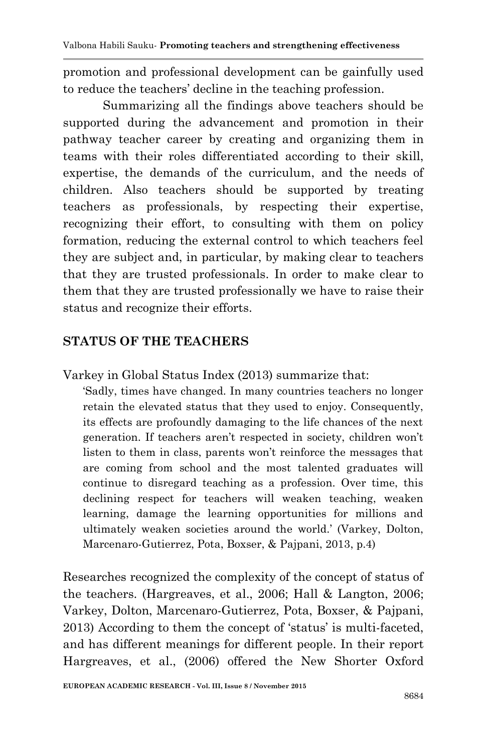promotion and professional development can be gainfully used to reduce the teachers' decline in the teaching profession.

Summarizing all the findings above teachers should be supported during the advancement and promotion in their pathway teacher career by creating and organizing them in teams with their roles differentiated according to their skill, expertise, the demands of the curriculum, and the needs of children. Also teachers should be supported by treating teachers as professionals, by respecting their expertise, recognizing their effort, to consulting with them on policy formation, reducing the external control to which teachers feel they are subject and, in particular, by making clear to teachers that they are trusted professionals. In order to make clear to them that they are trusted professionally we have to raise their status and recognize their efforts.

## STATUS OF THE TEACHERS

Varkey in Global Status Index (2013) summarize that:

> 'Sadly, times have changed. In many countries teachers no longer retain the elevated status that they used to enjoy. Consequently, its effects are profoundly damaging to the life chances of the next generation. If teachers aren't respected in society, children won't listen to them in class, parents won't reinforce the messages that are coming from school and the most talented graduates will continue to disregard teaching as a profession. Over time, this declining respect for teachers will weaken teaching, weaken learning, damage the learning opportunities for millions and ultimately weaken societies around the world.' (Varkey, Dolton, Marcenaro-Gutierrez, Pota, Boxser, & Pajpani, 2013, p.4)

Researches recognized the complexity of the concept of status of the teachers. (Hargreaves, et al., 2006; Hall & Langton, 2006; Varkey, Dolton, Marcenaro-Gutierrez, Pota, Boxser, & Pajpani, 2013) According to them the concept of 'status' is multi-faceted, and has different meanings for different people. In their report Hargreaves, et al., (2006) offered the New Shorter Oxford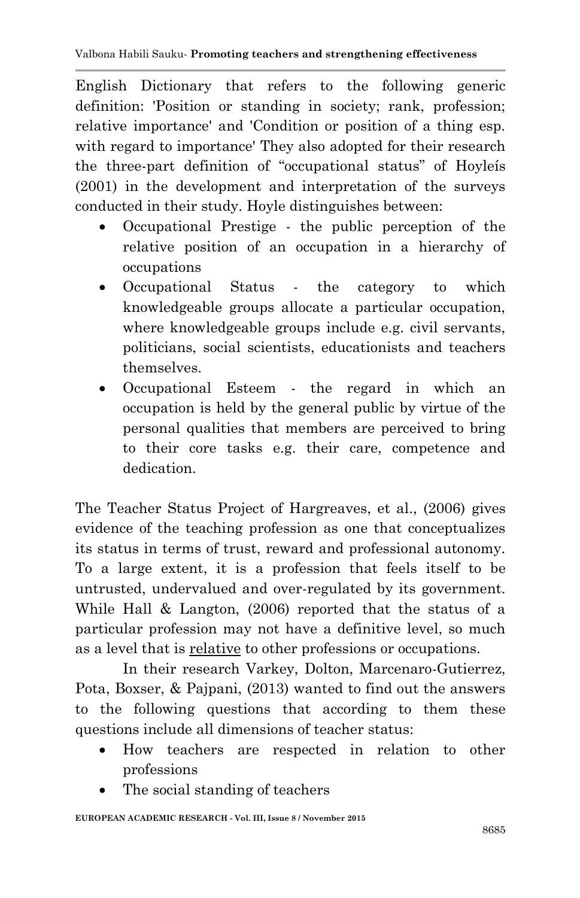English Dictionary that refers to the following generic definition: 'Position or standing in society; rank, profession; relative importance' and 'Condition or position of a thing esp. with regard to importance' They also adopted for their research the three-part definition of "occupational status" of Hoyleís (2001) in the development and interpretation of the surveys conducted in their study. Hoyle distinguishes between:

- Occupational Prestige - the public perception of the relative position of an occupation in a hierarchy of occupations
- Occupational Status - the category to which knowledgeable groups allocate a particular occupation, where knowledgeable groups include e.g. civil servants, politicians, social scientists, educationists and teachers themselves.
- Occupational Esteem - the regard in which an occupation is held by the general public by virtue of the personal qualities that members are perceived to bring to their core tasks e.g. their care, competence and dedication.

The Teacher Status Project of Hargreaves, et al., (2006) gives evidence of the teaching profession as one that conceptualizes its status in terms of trust, reward and professional autonomy. To a large extent, it is a profession that feels itself to be untrusted, undervalued and over-regulated by its government. While Hall & Langton, (2006) reported that the status of a particular profession may not have a definitive level, so much as a level that is <u>relative</u> to other professions or occupations.

In their research Varkey, Dolton, Marcenaro-Gutierrez, Pota, Boxser, & Pajpani, (2013) wanted to find out the answers to the following questions that according to them these questions include all dimensions of teacher status:

- How teachers are respected in relation to other professions
- The social standing of teachers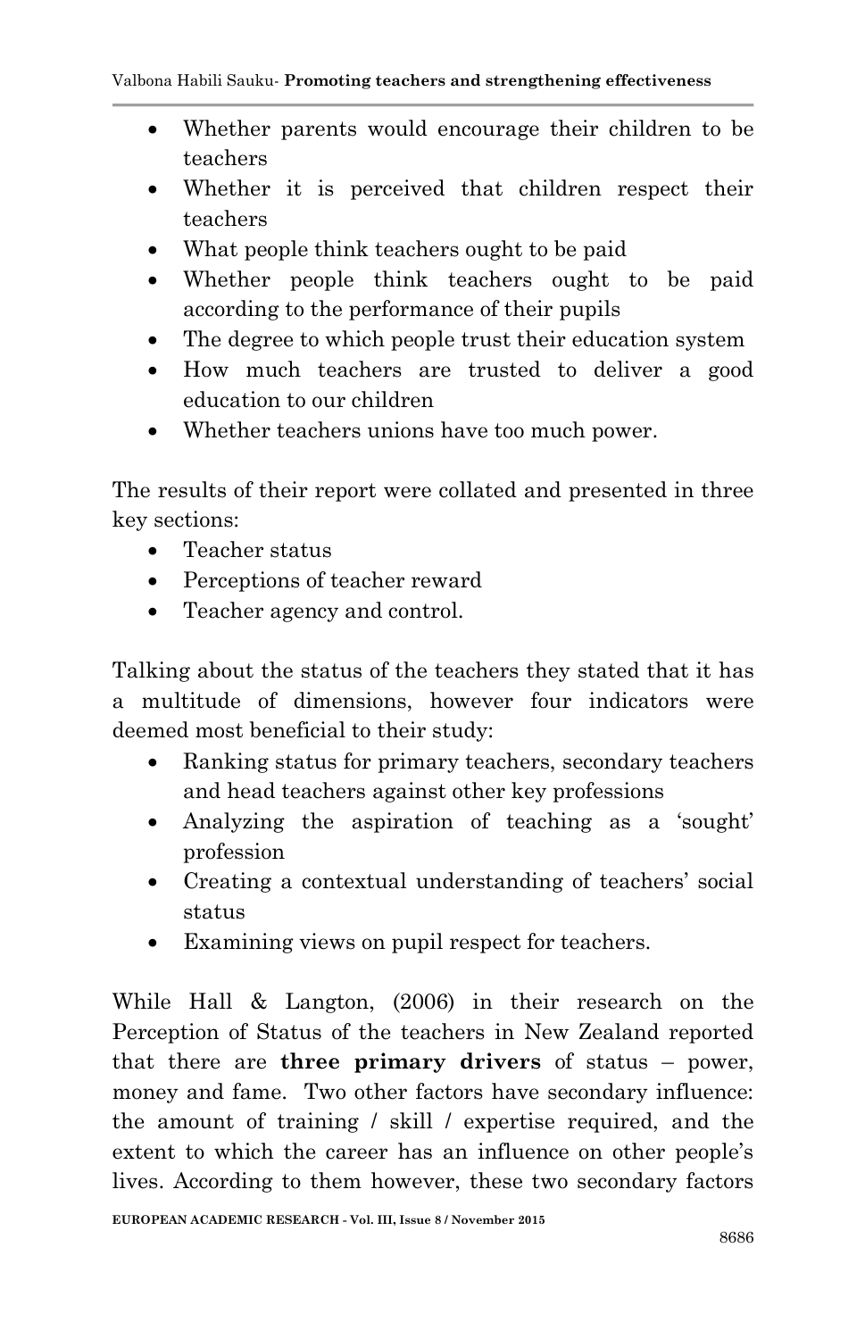- Whether parents would encourage their children to be teachers
- Whether it is perceived that children respect their teachers
- What people think teachers ought to be paid
- Whether people think teachers ought to be paid according to the performance of their pupils
- The degree to which people trust their education system
- How much teachers are trusted to deliver a good education to our children
- Whether teachers unions have too much power.

The results of their report were collated and presented in three key sections:

- Teacher status
- Perceptions of teacher reward
- Teacher agency and control.

Talking about the status of the teachers they stated that it has a multitude of dimensions, however four indicators were deemed most beneficial to their study:

- Ranking status for primary teachers, secondary teachers and head teachers against other key professions
- Analyzing the aspiration of teaching as a 'sought' profession
- Creating a contextual understanding of teachers' social status
- Examining views on pupil respect for teachers.

While Hall & Langton, (2006) in their research on the Perception of Status of the teachers in New Zealand reported that there are **three primary drivers** of status – power, money and fame. Two other factors have secondary influence: the amount of training / skill / expertise required, and the extent to which the career has an influence on other people's lives. According to them however, these two secondary factors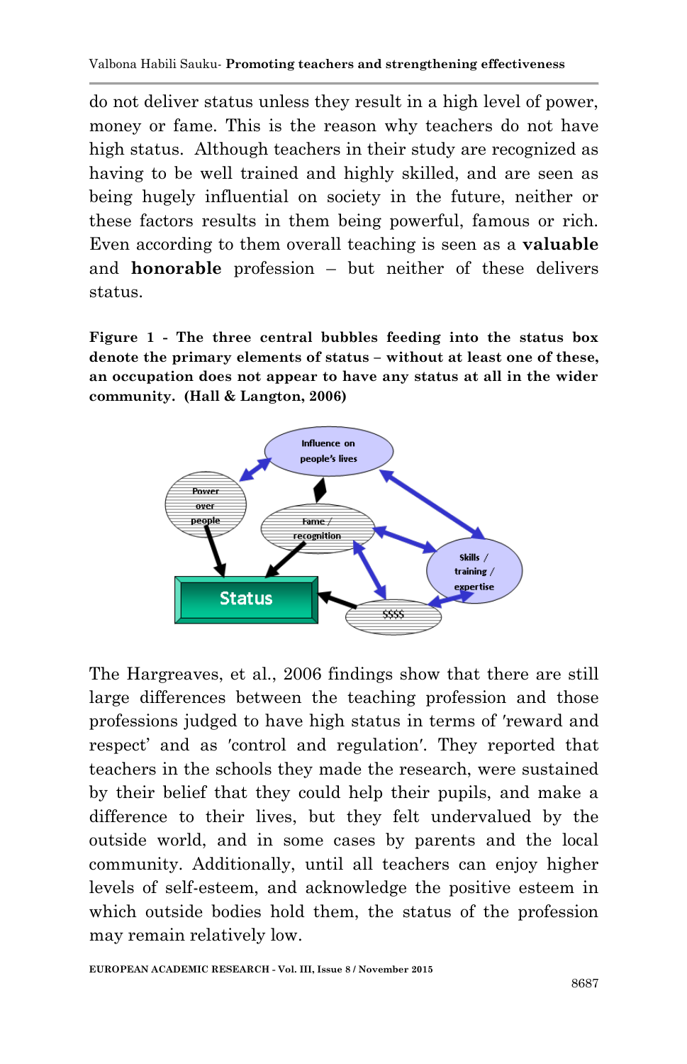do not deliver status unless they result in a high level of power, money or fame. This is the reason why teachers do not have high status. Although teachers in their study are recognized as having to be well trained and highly skilled, and are seen as being hugely influential on society in the future, neither or these factors results in them being powerful, famous or rich. Even according to them overall teaching is seen as a **valuable** and **honorable** profession – but neither of these delivers status.

**Figure 1 - The three central bubbles feeding into the status box denote the primary elements of status – without at least one of these, an occupation does not appear to have any status at all in the wider community. (Hall & Langton, 2006)**

The Hargreaves, et al., 2006 findings show that there are still large differences between the teaching profession and those professions judged to have high status in terms of 'reward and respect' and as 'control and regulation'. They reported that teachers in the schools they made the research, were sustained by their belief that they could help their pupils, and make a difference to their lives, but they felt undervalued by the outside world, and in some cases by parents and the local community. Additionally, until all teachers can enjoy higher levels of self-esteem, and acknowledge the positive esteem in which outside bodies hold them, the status of the profession may remain relatively low.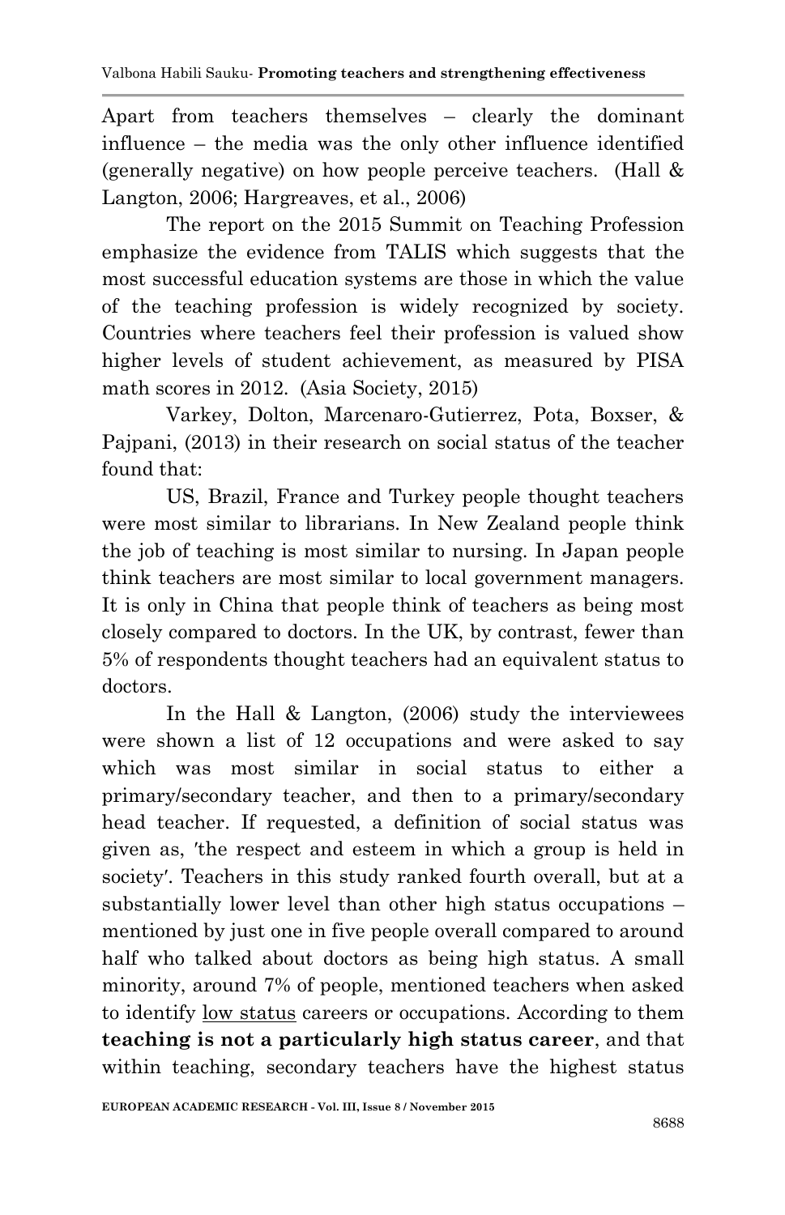Apart from teachers themselves – clearly the dominant influence – the media was the only other influence identified (generally negative) on how people perceive teachers. (Hall & Langton, 2006; Hargreaves, et al., 2006)

The report on the 2015 Summit on Teaching Profession emphasize the evidence from TALIS which suggests that the most successful education systems are those in which the value of the teaching profession is widely recognized by society. Countries where teachers feel their profession is valued show higher levels of student achievement, as measured by PISA math scores in 2012. (Asia Society, 2015)

Varkey, Dolton, Marcenaro-Gutierrez, Pota, Boxser, & Pajpani, (2013) in their research on social status of the teacher found that:

US, Brazil, France and Turkey people thought teachers were most similar to librarians. In New Zealand people think the job of teaching is most similar to nursing. In Japan people think teachers are most similar to local government managers. It is only in China that people think of teachers as being most closely compared to doctors. In the UK, by contrast, fewer than 5% of respondents thought teachers had an equivalent status to doctors.

In the Hall & Langton, (2006) study the interviewees were shown a list of 12 occupations and were asked to say which was most similar in social status to either a primary/secondary teacher, and then to a primary/secondary head teacher. If requested, a definition of social status was given as, 'the respect and esteem in which a group is held in society'. Teachers in this study ranked fourth overall, but at a substantially lower level than other high status occupations – mentioned by just one in five people overall compared to around half who talked about doctors as being high status. A small minority, around 7% of people, mentioned teachers when asked to identify <u>low status</u> careers or occupations. According to them **teaching is not a particularly high status career**, and that within teaching, secondary teachers have the highest status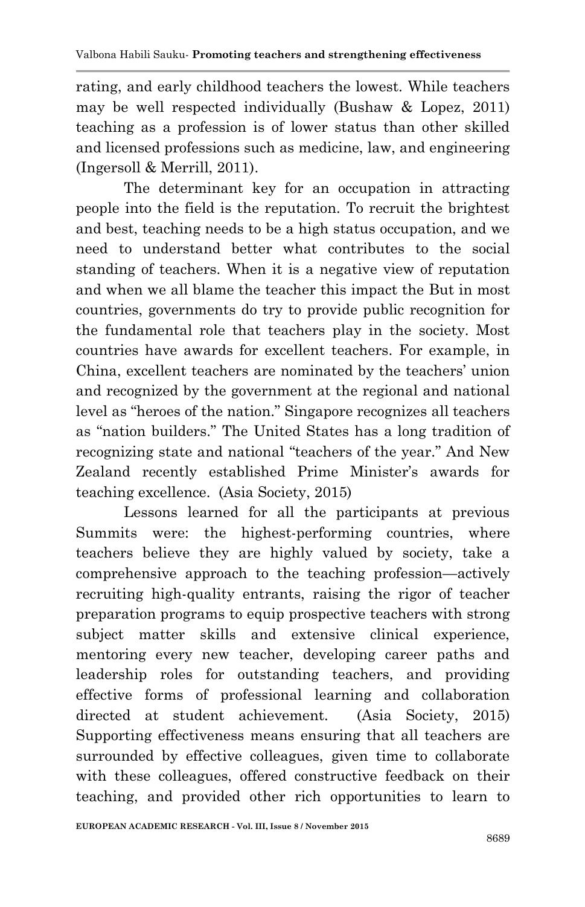rating, and early childhood teachers the lowest. While teachers may be well respected individually (Bushaw & Lopez, 2011) teaching as a profession is of lower status than other skilled and licensed professions such as medicine, law, and engineering (Ingersoll & Merrill, 2011).

The determinant key for an occupation in attracting people into the field is the reputation. To recruit the brightest and best, teaching needs to be a high status occupation, and we need to understand better what contributes to the social standing of teachers. When it is a negative view of reputation and when we all blame the teacher this impact the But in most countries, governments do try to provide public recognition for the fundamental role that teachers play in the society. Most countries have awards for excellent teachers. For example, in China, excellent teachers are nominated by the teachers' union and recognized by the government at the regional and national level as "heroes of the nation." Singapore recognizes all teachers as "nation builders." The United States has a long tradition of recognizing state and national "teachers of the year." And New Zealand recently established Prime Minister's awards for teaching excellence. (Asia Society, 2015)

Lessons learned for all the participants at previous Summits were: the highest-performing countries, where teachers believe they are highly valued by society, take a comprehensive approach to the teaching profession—actively recruiting high-quality entrants, raising the rigor of teacher preparation programs to equip prospective teachers with strong subject matter skills and extensive clinical experience, mentoring every new teacher, developing career paths and leadership roles for outstanding teachers, and providing effective forms of professional learning and collaboration directed at student achievement. (Asia Society, 2015) Supporting effectiveness means ensuring that all teachers are surrounded by effective colleagues, given time to collaborate with these colleagues, offered constructive feedback on their teaching, and provided other rich opportunities to learn to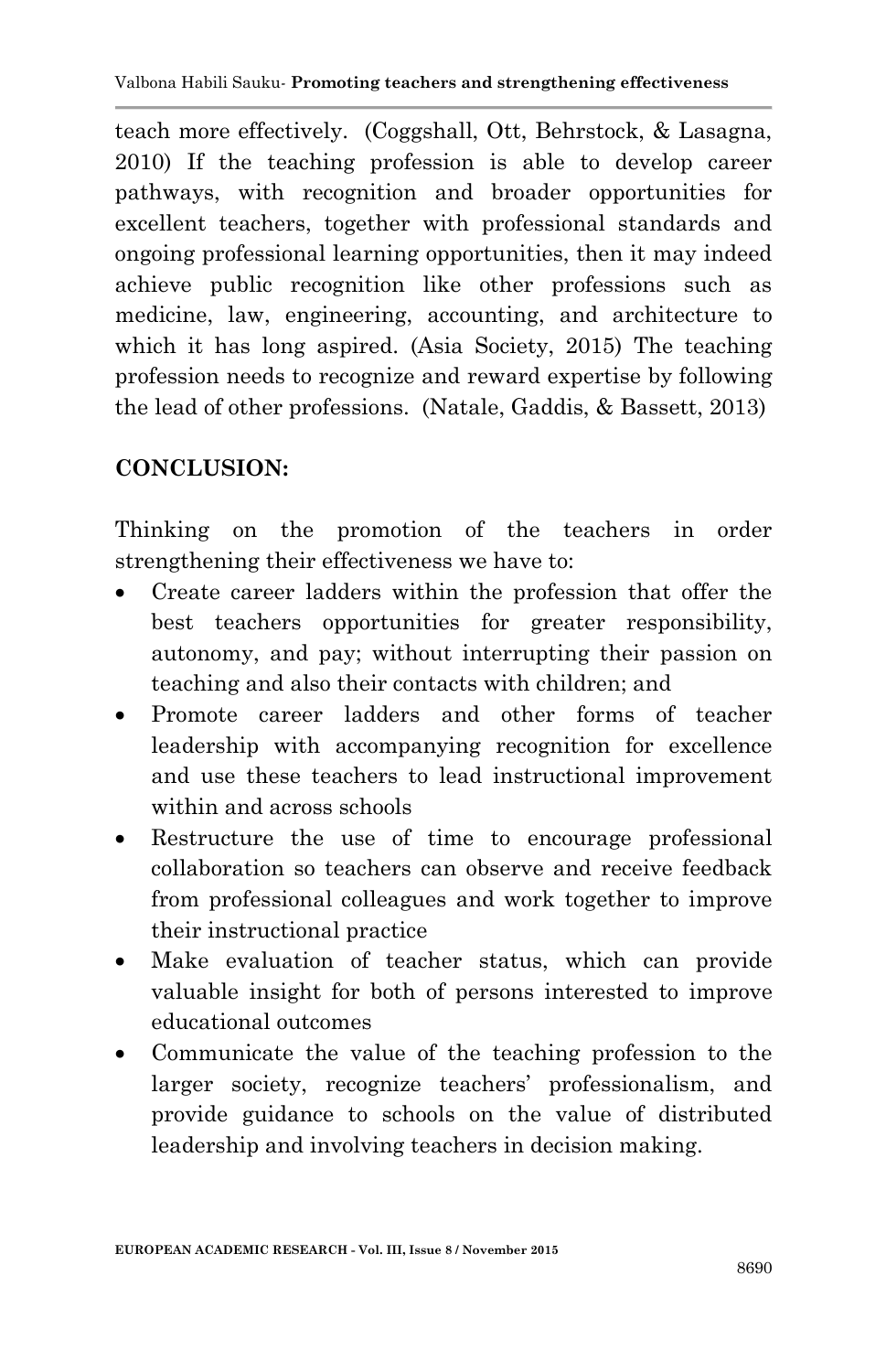teach more effectively. (Coggshall, Ott, Behrstock, & Lasagna, 2010) If the teaching profession is able to develop career pathways, with recognition and broader opportunities for excellent teachers, together with professional standards and ongoing professional learning opportunities, then it may indeed achieve public recognition like other professions such as medicine, law, engineering, accounting, and architecture to which it has long aspired. (Asia Society, 2015) The teaching profession needs to recognize and reward expertise by following the lead of other professions. (Natale, Gaddis, & Bassett, 2013)

## CONCLUSION:

Thinking on the promotion of the teachers in order strengthening their effectiveness we have to:

- Create career ladders within the profession that offer the best teachers opportunities for greater responsibility, autonomy, and pay; without interrupting their passion on teaching and also their contacts with children; and
- Promote career ladders and other forms of teacher leadership with accompanying recognition for excellence and use these teachers to lead instructional improvement within and across schools
- Restructure the use of time to encourage professional collaboration so teachers can observe and receive feedback from professional colleagues and work together to improve their instructional practice
- Make evaluation of teacher status, which can provide valuable insight for both of persons interested to improve educational outcomes
- Communicate the value of the teaching profession to the larger society, recognize teachers' professionalism, and provide guidance to schools on the value of distributed leadership and involving teachers in decision making.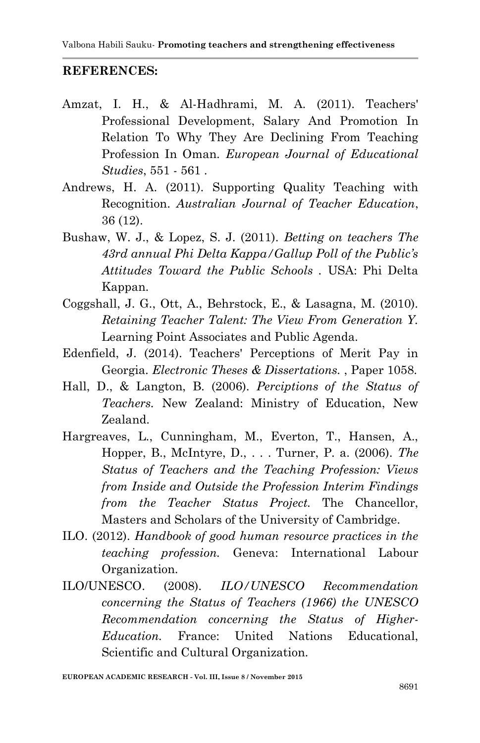**REFERENCES:**

Amzat, I. H., & Al-Hadhrami, M. A. (2011). Teachers' Professional Development, Salary And Promotion In Relation To Why They Are Declining From Teaching Profession In Oman. *European Journal of Educational Studies*, 551 - 561 .

Andrews, H. A. (2011). Supporting Quality Teaching with Recognition. *Australian Journal of Teacher Education*, 36 (12).

Bushaw, W. J., & Lopez, S. J. (2011). *Betting on teachers The 43rd annual Phi Delta Kappa/Gallup Poll of the Public's Attitudes Toward the Public Schools* . USA: Phi Delta Kappan.

Coggshall, J. G., Ott, A., Behrstock, E., & Lasagna, M. (2010). *Retaining Teacher Talent: The View From Generation Y.* Learning Point Associates and Public Agenda.

Edenfield, J. (2014). Teachers' Perceptions of Merit Pay in Georgia. *Electronic Theses & Dissertations.* , Paper 1058.

Hall, D., & Langton, B. (2006). *Perciptions of the Status of Teachers.* New Zealand: Ministry of Education, New Zealand.

Hargreaves, L., Cunningham, M., Everton, T., Hansen, A., Hopper, B., McIntyre, D., . . . Turner, P. a. (2006). *The Status of Teachers and the Teaching Profession: Views from Inside and Outside the Profession Interim Findings from the Teacher Status Project.* The Chancellor, Masters and Scholars of the University of Cambridge.

ILO. (2012). *Handbook of good human resource practices in the teaching profession.* Geneva: International Labour Organization.

ILO/UNESCO. (2008). *ILO/UNESCO Recommendation concerning the Status of Teachers (1966) the UNESCO Recommendation concerning the Status of Higher-Education.* France: United Nations Educational, Scientific and Cultural Organization.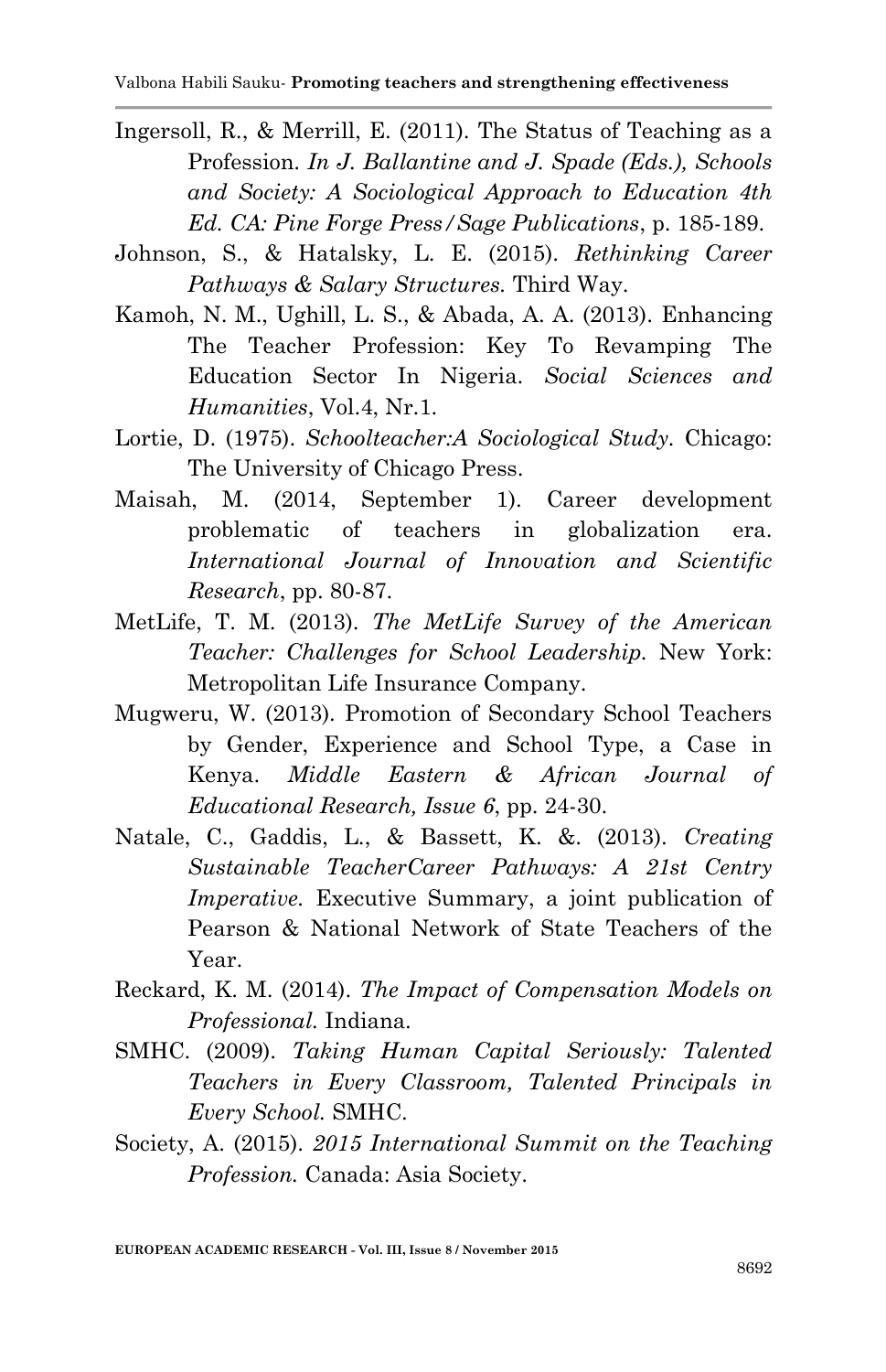Ingersoll, R., & Merrill, E. (2011). The Status of Teaching as a Profession. *In J. Ballantine and J. Spade (Eds.), Schools and Society: A Sociological Approach to Education 4th Ed. CA: Pine Forge Press/Sage Publications*, p. 185-189.

Johnson, S., & Hatalsky, L. E. (2015). *Rethinking Career Pathways & Salary Structures.* Third Way.

Kamoh, N. M., Ughill, L. S., & Abada, A. A. (2013). Enhancing The Teacher Profession: Key To Revamping The Education Sector In Nigeria. *Social Sciences and Humanities*, Vol.4, Nr.1.

Lortie, D. (1975). *Schoolteacher:A Sociological Study.* Chicago: The University of Chicago Press.

Maisah, M. (2014, September 1). Career development problematic of teachers in globalization era. *International Journal of Innovation and Scientific Research*, pp. 80-87.

MetLife, T. M. (2013). *The MetLife Survey of the American Teacher: Challenges for School Leadership.* New York: Metropolitan Life Insurance Company.

Mugweru, W. (2013). Promotion of Secondary School Teachers by Gender, Experience and School Type, a Case in Kenya. *Middle Eastern & African Journal of Educational Research, Issue 6*, pp. 24-30.

Natale, C., Gaddis, L., & Bassett, K. &. (2013). *Creating Sustainable TeacherCareer Pathways: A 21st Centry Imperative.* Executive Summary, a joint publication of Pearson & National Network of State Teachers of the Year.

Reckard, K. M. (2014). *The Impact of Compensation Models on Professional.* Indiana.

SMHC. (2009). *Taking Human Capital Seriously: Talented Teachers in Every Classroom, Talented Principals in Every School.* SMHC.

Society, A. (2015). *2015 International Summit on the Teaching Profession.* Canada: Asia Society.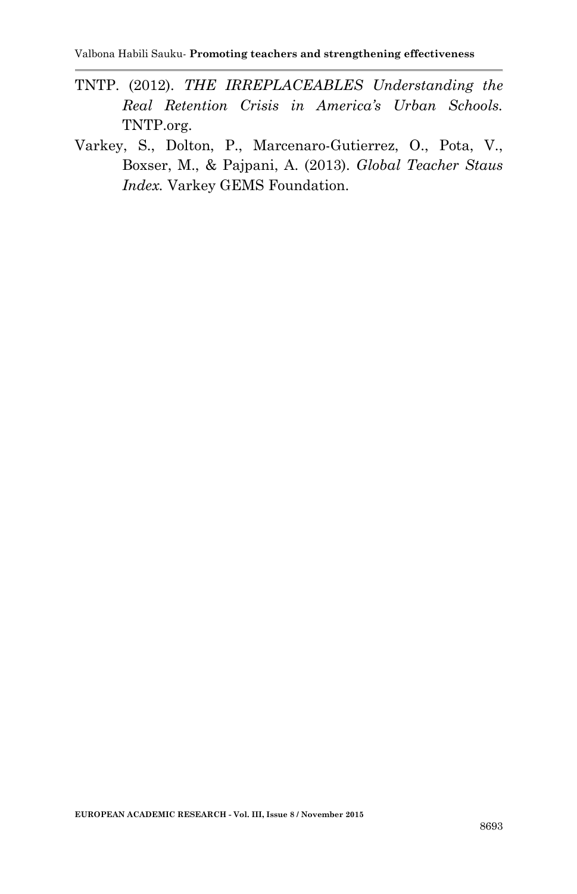TNTP. (2012). *THE IRREPLACEABLES Understanding the Real Retention Crisis in America's Urban Schools.* TNTP.org.

Varkey, S., Dolton, P., Marcenaro-Gutierrez, O., Pota, V., Boxser, M., & Pajpani, A. (2013). *Global Teacher Staus Index.* Varkey GEMS Foundation.